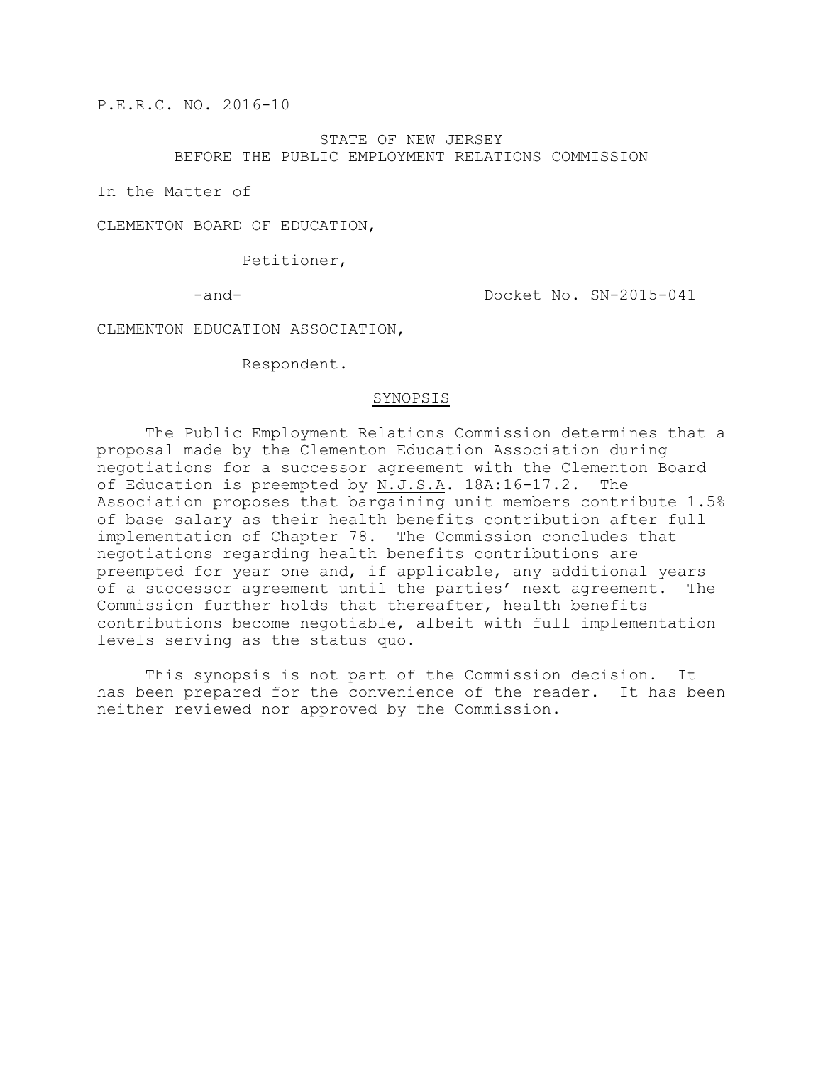P.E.R.C. NO. 2016-10

STATE OF NEW JERSEY
BEFORE THE PUBLIC EMPLOYMENT RELATIONS COMMISSION

In the Matter of

CLEMENTON BOARD OF EDUCATION,

Petitioner,

-and- Docket No. SN-2015-041

CLEMENTON EDUCATION ASSOCIATION,

Respondent.

SYNOPSIS

The Public Employment Relations Commission determines that a proposal made by the Clementon Education Association during negotiations for a successor agreement with the Clementon Board of Education is preempted by N.J.S.A. 18A:16-17.2. The Association proposes that bargaining unit members contribute 1.5% of base salary as their health benefits contribution after full implementation of Chapter 78. The Commission concludes that negotiations regarding health benefits contributions are preempted for year one and, if applicable, any additional years of a successor agreement until the parties' next agreement. The Commission further holds that thereafter, health benefits contributions become negotiable, albeit with full implementation levels serving as the status quo.

This synopsis is not part of the Commission decision. It has been prepared for the convenience of the reader. It has been neither reviewed nor approved by the Commission.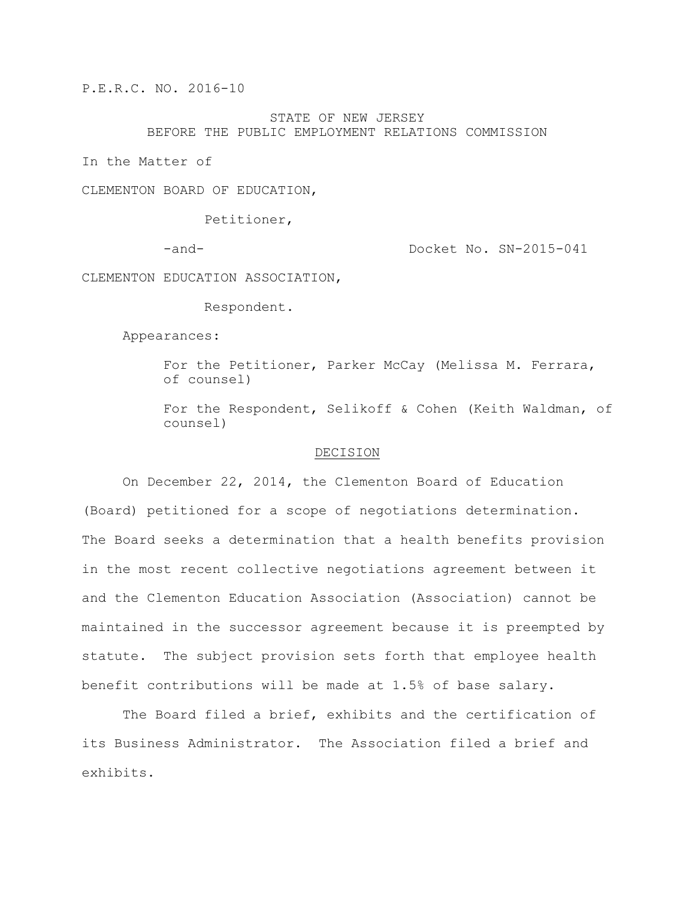P.E.R.C. NO. 2016-10

STATE OF NEW JERSEY
BEFORE THE PUBLIC EMPLOYMENT RELATIONS COMMISSION

In the Matter of

CLEMENTON BOARD OF EDUCATION,

Petitioner,

-and- Docket No. SN-2015-041

CLEMENTON EDUCATION ASSOCIATION,

Respondent.

Appearances:

For the Petitioner, Parker McCay (Melissa M. Ferrara, of counsel)

For the Respondent, Selikoff & Cohen (Keith Waldman, of counsel)

## DECISION

On December 22, 2014, the Clementon Board of Education (Board) petitioned for a scope of negotiations determination. The Board seeks a determination that a health benefits provision in the most recent collective negotiations agreement between it and the Clementon Education Association (Association) cannot be maintained in the successor agreement because it is preempted by statute. The subject provision sets forth that employee health benefit contributions will be made at 1.5% of base salary.

The Board filed a brief, exhibits and the certification of its Business Administrator. The Association filed a brief and exhibits.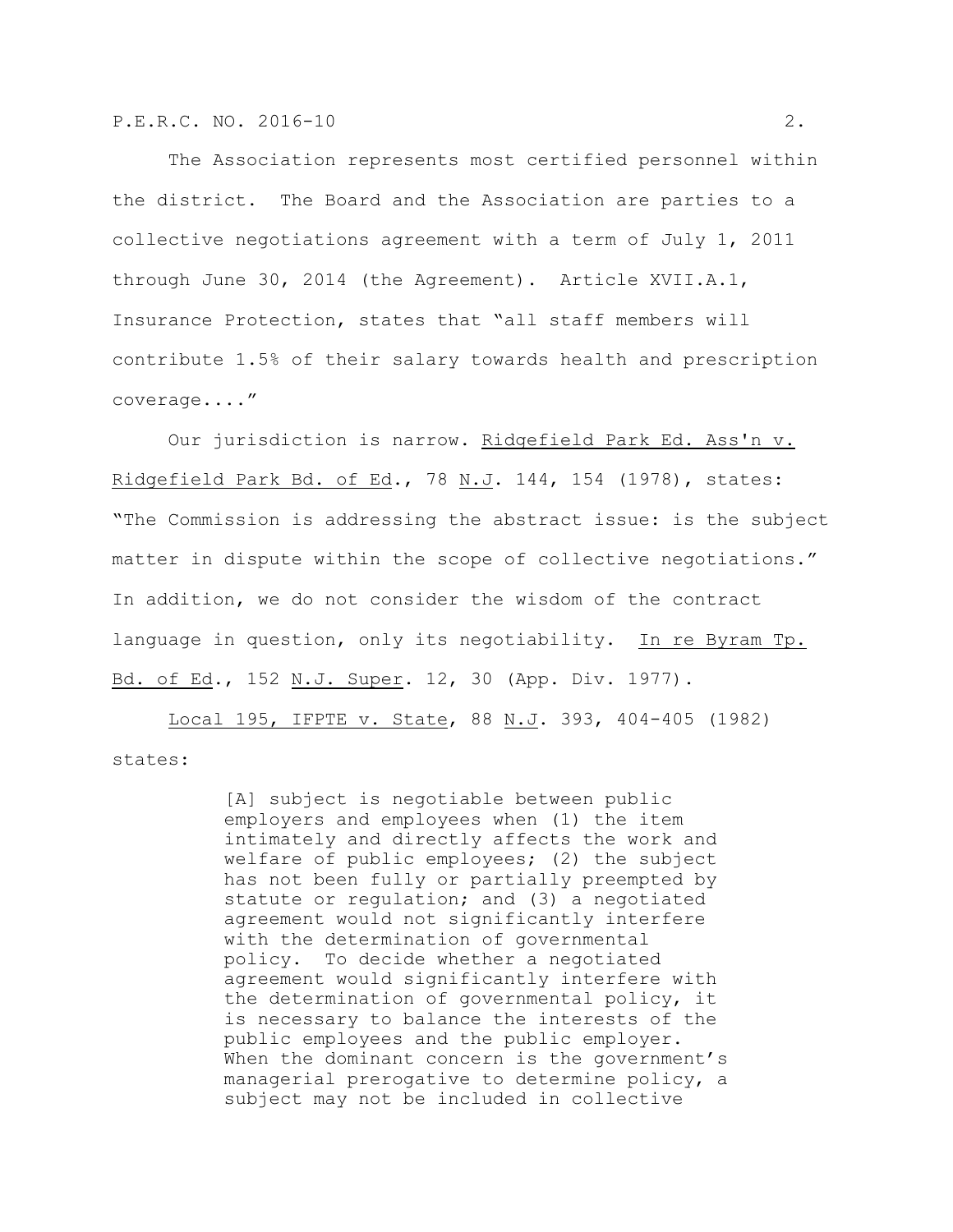The Association represents most certified personnel within the district. The Board and the Association are parties to a collective negotiations agreement with a term of July 1, 2011 through June 30, 2014 (the Agreement). Article XVII.A.1, Insurance Protection, states that "all staff members will contribute 1.5% of their salary towards health and prescription coverage...."

Our jurisdiction is narrow. Ridgefield Park Ed. Ass'n v. Ridgefield Park Bd. of Ed., 78 N.J. 144, 154 (1978), states: "The Commission is addressing the abstract issue: is the subject matter in dispute within the scope of collective negotiations." In addition, we do not consider the wisdom of the contract language in question, only its negotiability. In re Byram Tp. Bd. of Ed., 152 N.J. Super. 12, 30 (App. Div. 1977).

Local 195, IFPTE v. State, 88 N.J. 393, 404-405 (1982) states:

> [A] subject is negotiable between public employers and employees when (1) the item intimately and directly affects the work and welfare of public employees; (2) the subject has not been fully or partially preempted by statute or regulation; and (3) a negotiated agreement would not significantly interfere with the determination of governmental policy. To decide whether a negotiated agreement would significantly interfere with the determination of governmental policy, it is necessary to balance the interests of the public employees and the public employer. When the dominant concern is the government's managerial prerogative to determine policy, a subject may not be included in collective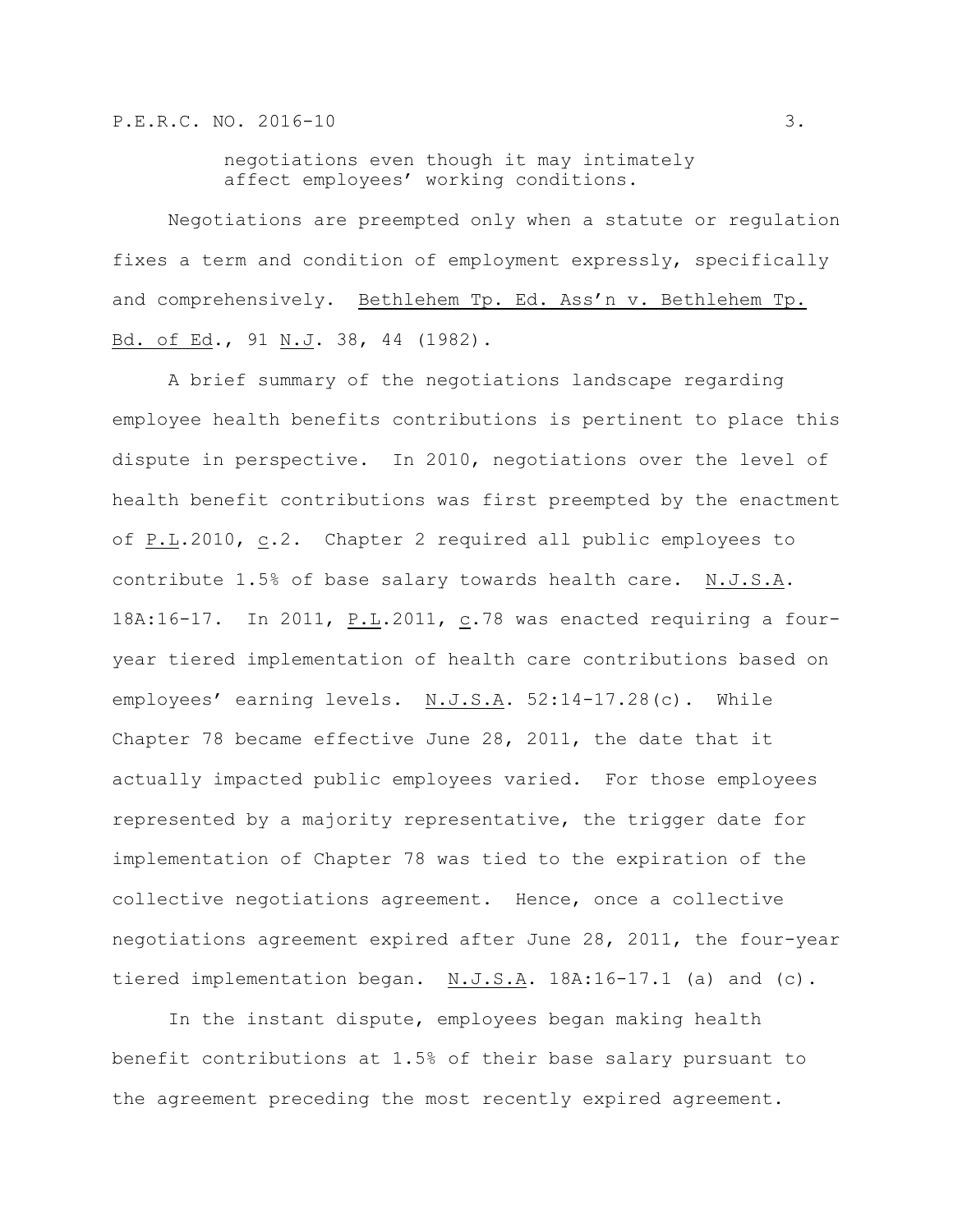> negotiations even though it may intimately affect employees' working conditions.

Negotiations are preempted only when a statute or regulation fixes a term and condition of employment expressly, specifically and comprehensively. Bethlehem Tp. Ed. Ass'n v. Bethlehem Tp. Bd. of Ed., 91 N.J. 38, 44 (1982).

A brief summary of the negotiations landscape regarding employee health benefits contributions is pertinent to place this dispute in perspective. In 2010, negotiations over the level of health benefit contributions was first preempted by the enactment of P.L.2010, c.2. Chapter 2 required all public employees to contribute 1.5% of base salary towards health care. N.J.S.A. 18A:16-17. In 2011, P.L.2011, c.78 was enacted requiring a four-year tiered implementation of health care contributions based on employees' earning levels. N.J.S.A. 52:14-17.28(c). While Chapter 78 became effective June 28, 2011, the date that it actually impacted public employees varied. For those employees represented by a majority representative, the trigger date for implementation of Chapter 78 was tied to the expiration of the collective negotiations agreement. Hence, once a collective negotiations agreement expired after June 28, 2011, the four-year tiered implementation began. N.J.S.A. 18A:16-17.1 (a) and (c).

In the instant dispute, employees began making health benefit contributions at 1.5% of their base salary pursuant to the agreement preceding the most recently expired agreement.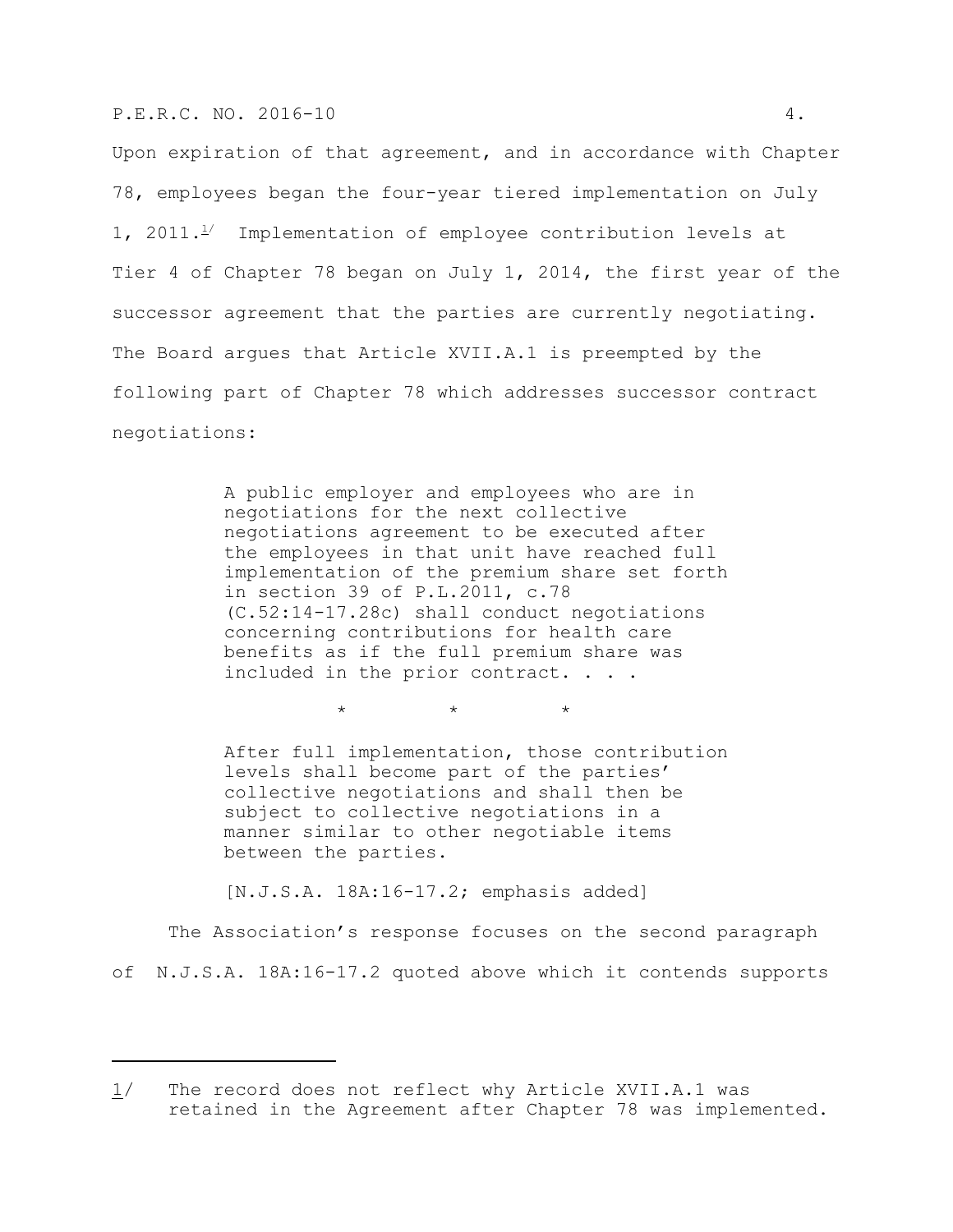Upon expiration of that agreement, and in accordance with Chapter 78, employees began the four-year tiered implementation on July 1, 2011.[1/] Implementation of employee contribution levels at Tier 4 of Chapter 78 began on July 1, 2014, the first year of the successor agreement that the parties are currently negotiating. The Board argues that Article XVII.A.1 is preempted by the following part of Chapter 78 which addresses successor contract negotiations:

> A public employer and employees who are in negotiations for the next collective negotiations agreement to be executed after the employees in that unit have reached full implementation of the premium share set forth in section 39 of P.L.2011, c.78 (C.52:14-17.28c) shall conduct negotiations concerning contributions for health care benefits as if the full premium share was included in the prior contract. . . .
>
> \*          \*          \*
>
> After full implementation, those contribution levels shall become part of the parties' collective negotiations and shall then be subject to collective negotiations in a manner similar to other negotiable items between the parties.
>
> [N.J.S.A. 18A:16-17.2; emphasis added]

The Association's response focuses on the second paragraph of N.J.S.A. 18A:16-17.2 quoted above which it contends supports

---

1/ The record does not reflect why Article XVII.A.1 was retained in the Agreement after Chapter 78 was implemented.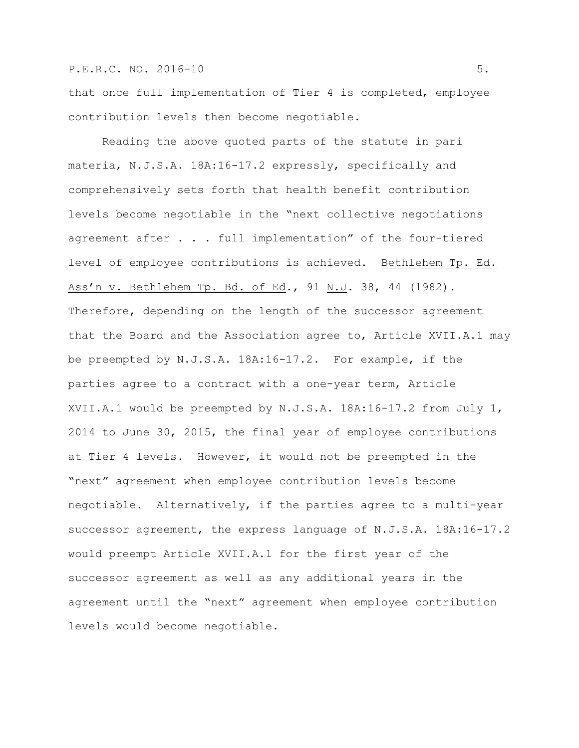that once full implementation of Tier 4 is completed, employee contribution levels then become negotiable.

Reading the above quoted parts of the statute in pari materia, N.J.S.A. 18A:16-17.2 expressly, specifically and comprehensively sets forth that health benefit contribution levels become negotiable in the "next collective negotiations agreement after . . . full implementation" of the four-tiered level of employee contributions is achieved. Bethlehem Tp. Ed. Ass'n v. Bethlehem Tp. Bd. of Ed., 91 N.J. 38, 44 (1982). Therefore, depending on the length of the successor agreement that the Board and the Association agree to, Article XVII.A.1 may be preempted by N.J.S.A. 18A:16-17.2. For example, if the parties agree to a contract with a one-year term, Article XVII.A.1 would be preempted by N.J.S.A. 18A:16-17.2 from July 1, 2014 to June 30, 2015, the final year of employee contributions at Tier 4 levels. However, it would not be preempted in the "next" agreement when employee contribution levels become negotiable. Alternatively, if the parties agree to a multi-year successor agreement, the express language of N.J.S.A. 18A:16-17.2 would preempt Article XVII.A.1 for the first year of the successor agreement as well as any additional years in the agreement until the "next" agreement when employee contribution levels would become negotiable.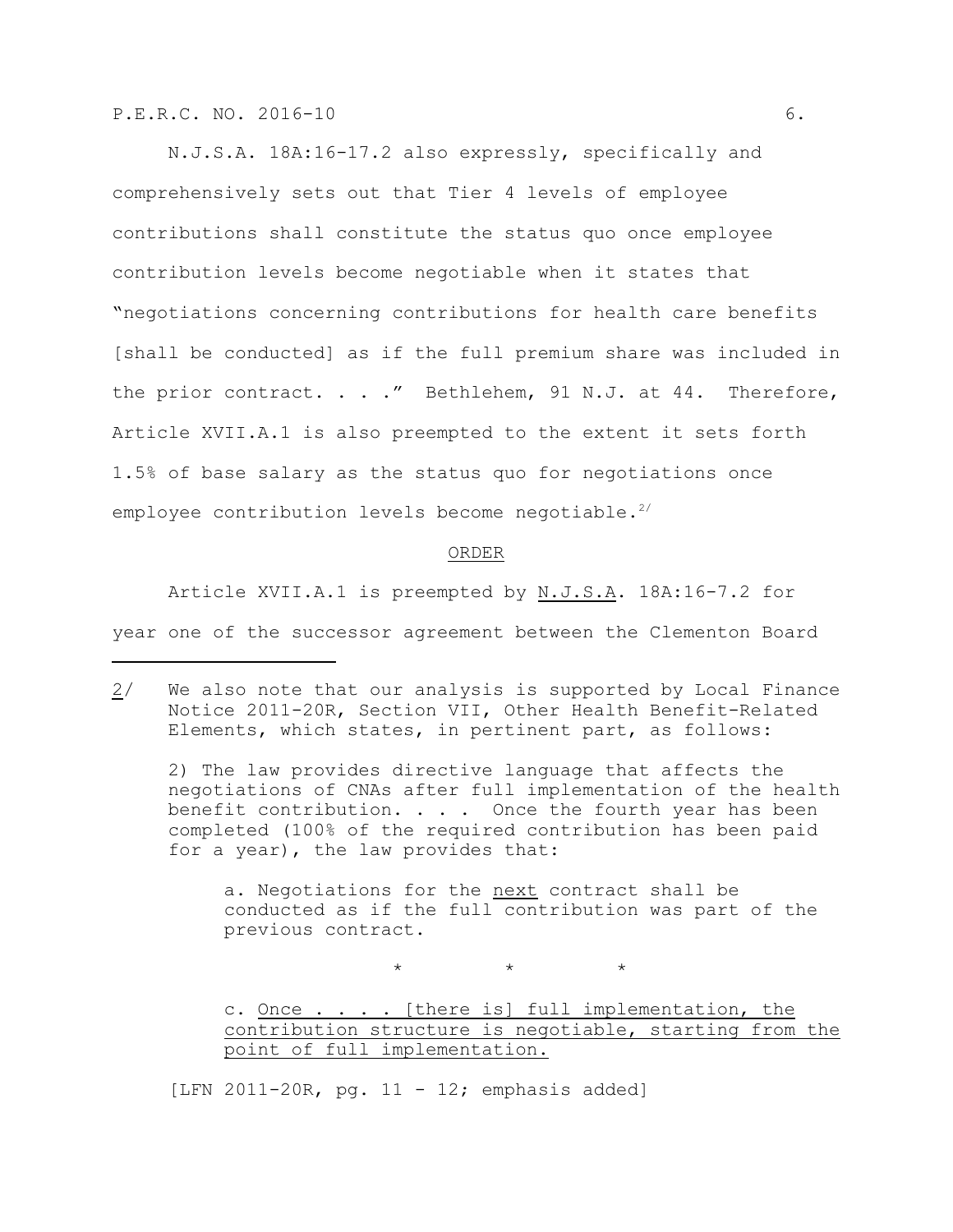N.J.S.A. 18A:16-17.2 also expressly, specifically and comprehensively sets out that Tier 4 levels of employee contributions shall constitute the status quo once employee contribution levels become negotiable when it states that "negotiations concerning contributions for health care benefits [shall be conducted] as if the full premium share was included in the prior contract. . . ." Bethlehem, 91 N.J. at 44. Therefore, Article XVII.A.1 is also preempted to the extent it sets forth 1.5% of base salary as the status quo for negotiations once employee contribution levels become negotiable.[2/]

## ORDER

Article XVII.A.1 is preempted by N.J.S.A. 18A:16-7.2 for year one of the successor agreement between the Clementon Board

---

2/ We also note that our analysis is supported by Local Finance Notice 2011-20R, Section VII, Other Health Benefit-Related Elements, which states, in pertinent part, as follows:

> 2) The law provides directive language that affects the negotiations of CNAs after full implementation of the health benefit contribution. . . . Once the fourth year has been completed (100% of the required contribution has been paid for a year), the law provides that:
>
> > a. Negotiations for the _next_ contract shall be conducted as if the full contribution was part of the previous contract.
> >
> > \* \* \*
> >
> > c. _Once . . . . [there is] full implementation, the contribution structure is negotiable, starting from the point of full implementation._

[LFN 2011-20R, pg. 11 - 12; emphasis added]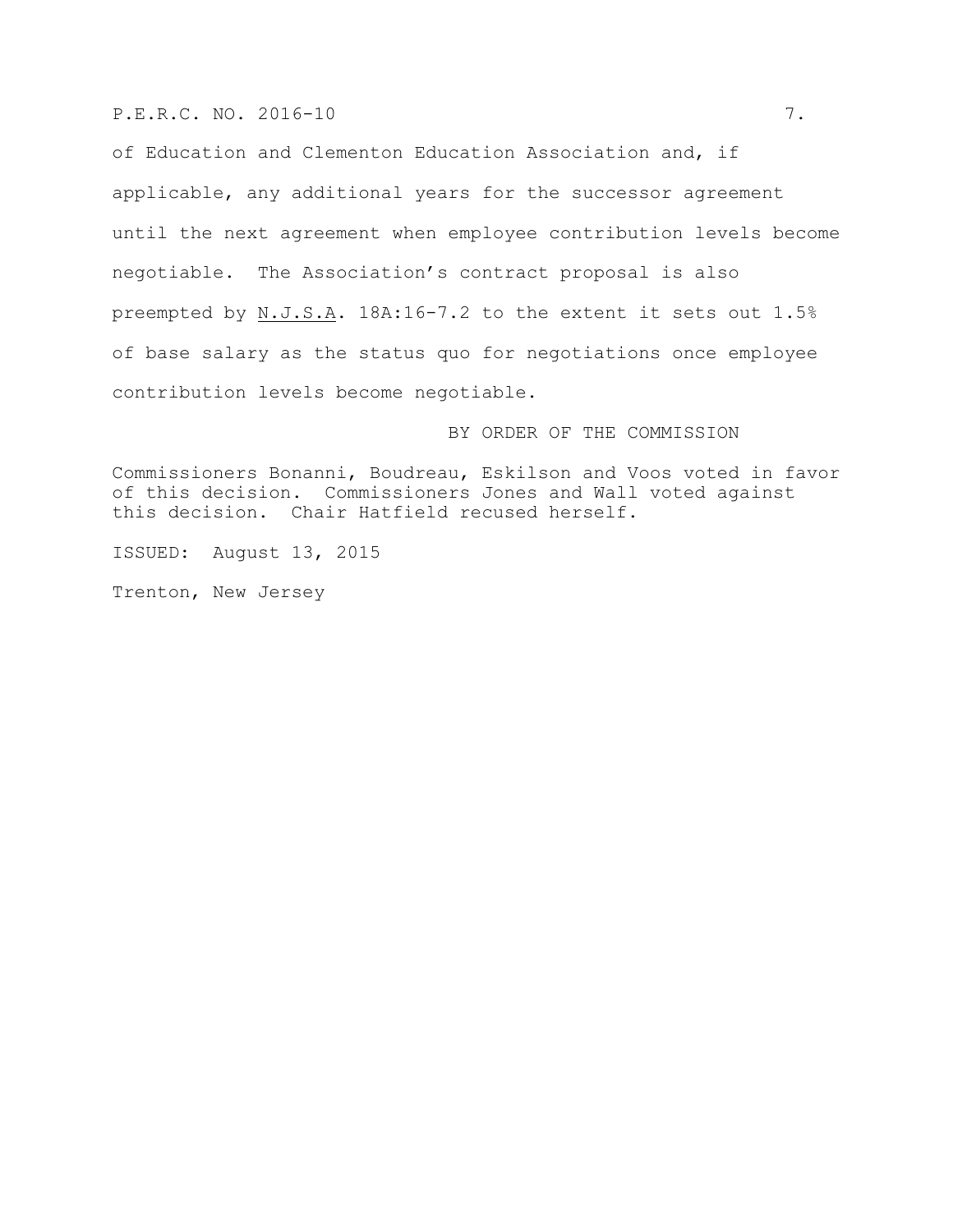of Education and Clementon Education Association and, if applicable, any additional years for the successor agreement until the next agreement when employee contribution levels become negotiable. The Association's contract proposal is also preempted by N.J.S.A. 18A:16-7.2 to the extent it sets out 1.5% of base salary as the status quo for negotiations once employee contribution levels become negotiable.

BY ORDER OF THE COMMISSION

Commissioners Bonanni, Boudreau, Eskilson and Voos voted in favor of this decision. Commissioners Jones and Wall voted against this decision. Chair Hatfield recused herself.

ISSUED: August 13, 2015

Trenton, New Jersey